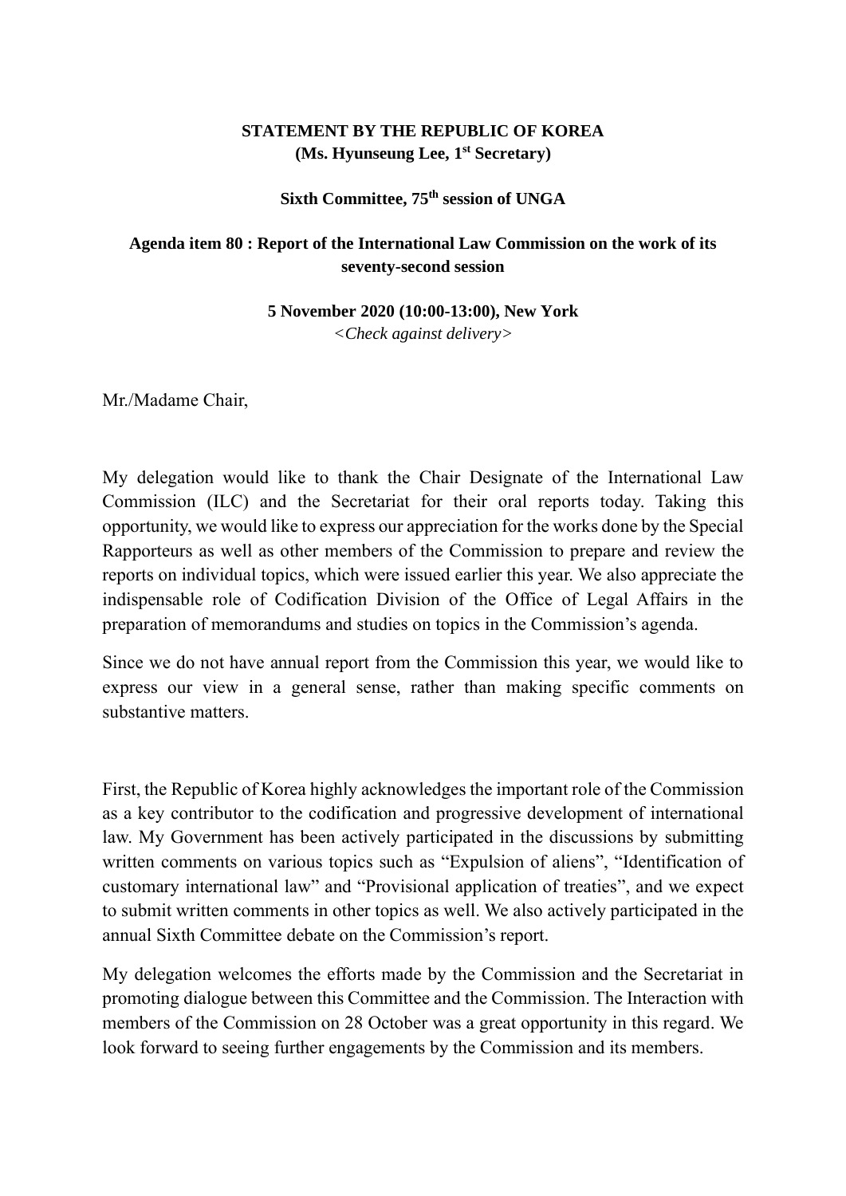**STATEMENT BY THE REPUBLIC OF KOREA**
**(Ms. Hyunseung Lee, 1st Secretary)**

**Sixth Committee, 75th session of UNGA**

**Agenda item 80 : Report of the International Law Commission on the work of its seventy-second session**

**5 November 2020 (10:00-13:00), New York**
*<Check against delivery>*

Mr./Madame Chair,

My delegation would like to thank the Chair Designate of the International Law Commission (ILC) and the Secretariat for their oral reports today. Taking this opportunity, we would like to express our appreciation for the works done by the Special Rapporteurs as well as other members of the Commission to prepare and review the reports on individual topics, which were issued earlier this year. We also appreciate the indispensable role of Codification Division of the Office of Legal Affairs in the preparation of memorandums and studies on topics in the Commission's agenda.

Since we do not have annual report from the Commission this year, we would like to express our view in a general sense, rather than making specific comments on substantive matters.

First, the Republic of Korea highly acknowledges the important role of the Commission as a key contributor to the codification and progressive development of international law. My Government has been actively participated in the discussions by submitting written comments on various topics such as "Expulsion of aliens", "Identification of customary international law" and "Provisional application of treaties", and we expect to submit written comments in other topics as well. We also actively participated in the annual Sixth Committee debate on the Commission's report.

My delegation welcomes the efforts made by the Commission and the Secretariat in promoting dialogue between this Committee and the Commission. The Interaction with members of the Commission on 28 October was a great opportunity in this regard. We look forward to seeing further engagements by the Commission and its members.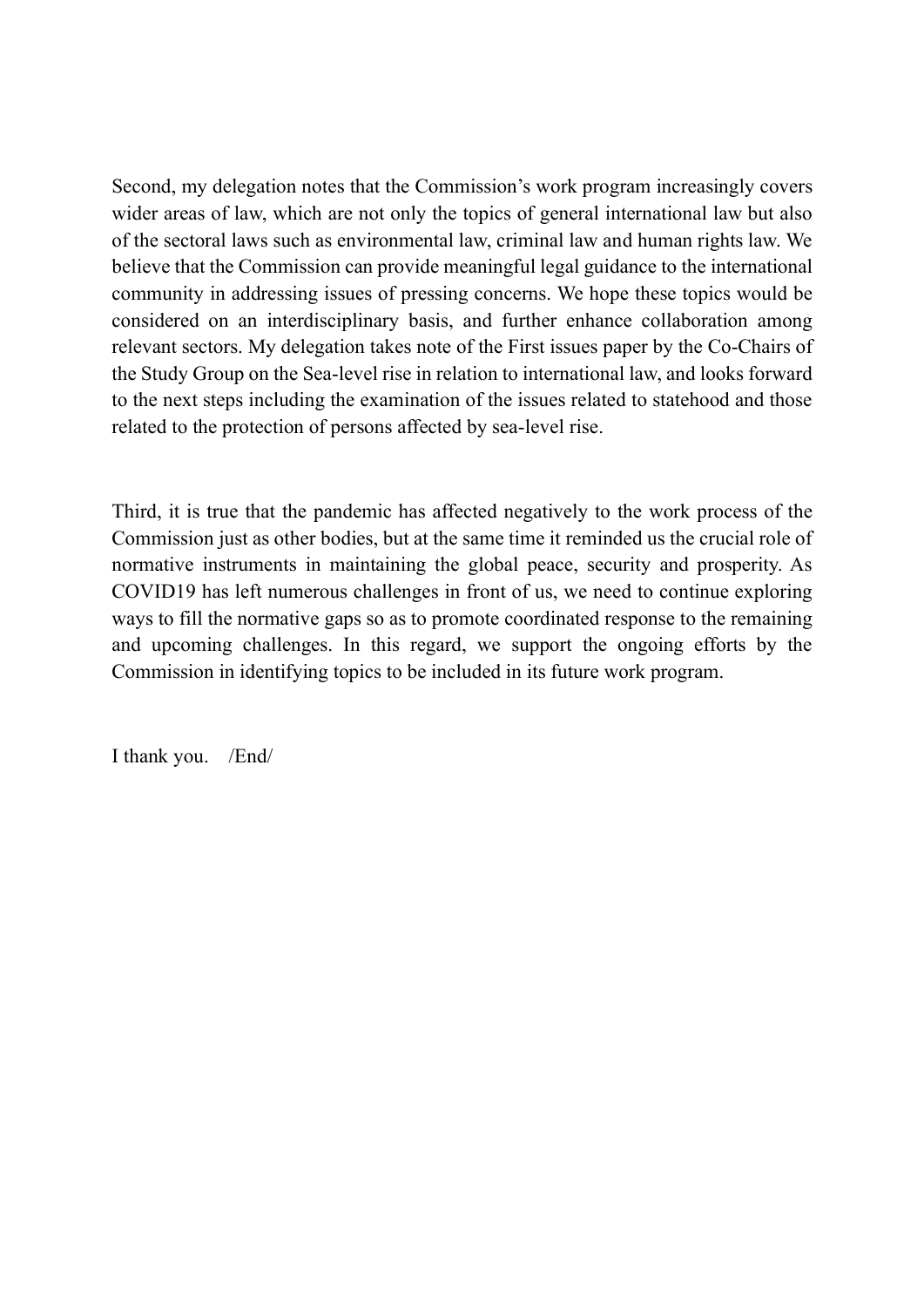Second, my delegation notes that the Commission's work program increasingly covers wider areas of law, which are not only the topics of general international law but also of the sectoral laws such as environmental law, criminal law and human rights law. We believe that the Commission can provide meaningful legal guidance to the international community in addressing issues of pressing concerns. We hope these topics would be considered on an interdisciplinary basis, and further enhance collaboration among relevant sectors. My delegation takes note of the First issues paper by the Co-Chairs of the Study Group on the Sea-level rise in relation to international law, and looks forward to the next steps including the examination of the issues related to statehood and those related to the protection of persons affected by sea-level rise.

Third, it is true that the pandemic has affected negatively to the work process of the Commission just as other bodies, but at the same time it reminded us the crucial role of normative instruments in maintaining the global peace, security and prosperity. As COVID19 has left numerous challenges in front of us, we need to continue exploring ways to fill the normative gaps so as to promote coordinated response to the remaining and upcoming challenges. In this regard, we support the ongoing efforts by the Commission in identifying topics to be included in its future work program.

I thank you. /End/